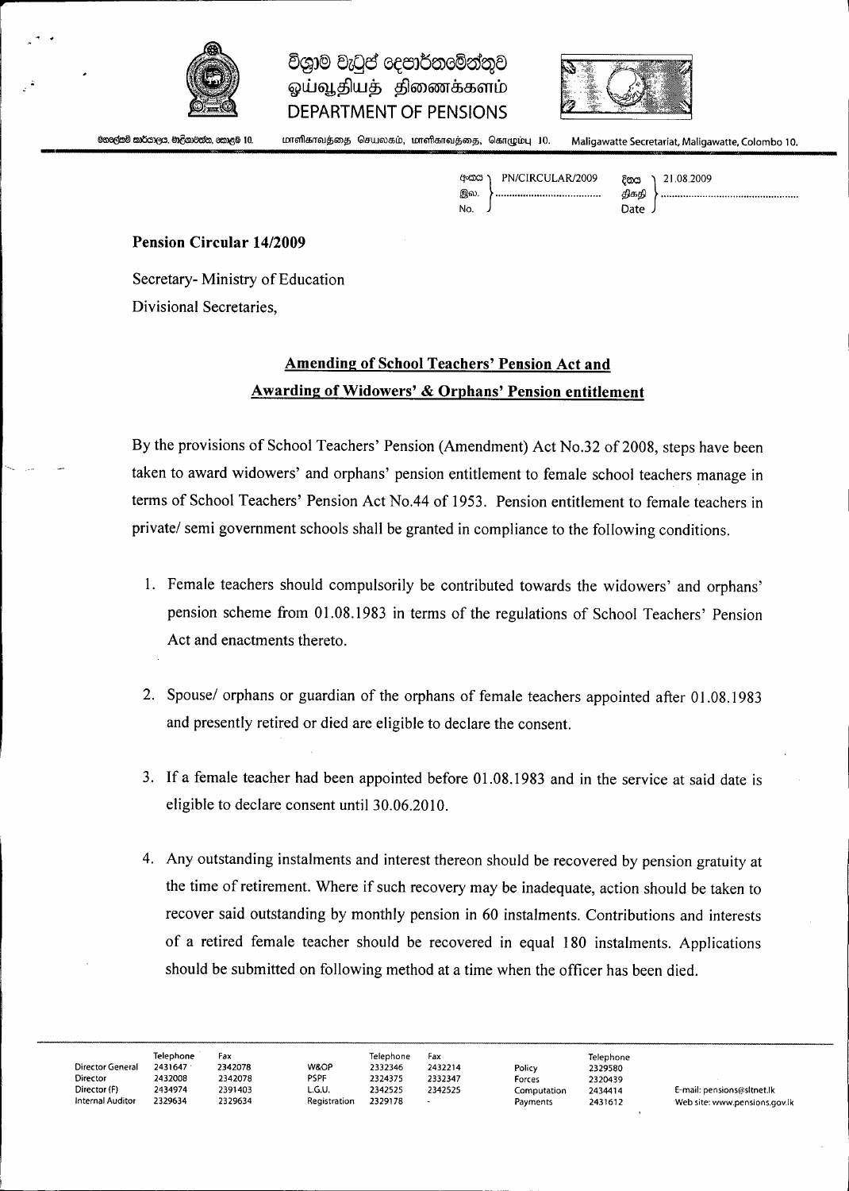විශ්‍රාම වැටුප් දෙපාර්තමේන්තුව
ஓய்வூதியத் திணைக்களம்
DEPARTMENT OF PENSIONS

මාලිගාවත්ත ලේකම් කාර්යාලය, මාලිගාවත්ත, කොළඹ 10. மாளிகாவத்தை செயலகம், மாளிகாவத்தை, கொழும்பு 10. Maligawatte Secretariat, Maligawatte, Colombo 10.

අංකය / இல. / No. PN/CIRCULAR/2009 දිනය / திகதி / Date 21.08.2009

**Pension Circular 14/2009**

Secretary- Ministry of Education
Divisional Secretaries,

## Amending of School Teachers' Pension Act and Awarding of Widowers' & Orphans' Pension entitlement

By the provisions of School Teachers' Pension (Amendment) Act No.32 of 2008, steps have been taken to award widowers' and orphans' pension entitlement to female school teachers manage in terms of School Teachers' Pension Act No.44 of 1953. Pension entitlement to female teachers in private/ semi government schools shall be granted in compliance to the following conditions.

1. Female teachers should compulsorily be contributed towards the widowers' and orphans' pension scheme from 01.08.1983 in terms of the regulations of School Teachers' Pension Act and enactments thereto.

2. Spouse/ orphans or guardian of the orphans of female teachers appointed after 01.08.1983 and presently retired or died are eligible to declare the consent.

3. If a female teacher had been appointed before 01.08.1983 and in the service at said date is eligible to declare consent until 30.06.2010.

4. Any outstanding instalments and interest thereon should be recovered by pension gratuity at the time of retirement. Where if such recovery may be inadequate, action should be taken to recover said outstanding by monthly pension in 60 instalments. Contributions and interests of a retired female teacher should be recovered in equal 180 instalments. Applications should be submitted on following method at a time when the officer has been died.

| | Telephone | Fax | | Telephone | Fax | | Telephone |
|---|---|---|---|---|---|---|---|
| Director General | 2431647 | 2342078 | W&OP | 2332346 | 2432214 | Policy | 2329580 |
| Director | 2432008 | 2342078 | PSPF | 2324375 | 2332347 | Forces | 2320439 |
| Director (F) | 2434974 | 2391403 | L.G.U. | 2342525 | 2342525 | Computation | 2434414 |
| Internal Auditor | 2329634 | 2329634 | Registration | 2329178 | - | Payments | 2431612 |

E-mail: pensions@sltnet.lk
Web site: www.pensions.gov.lk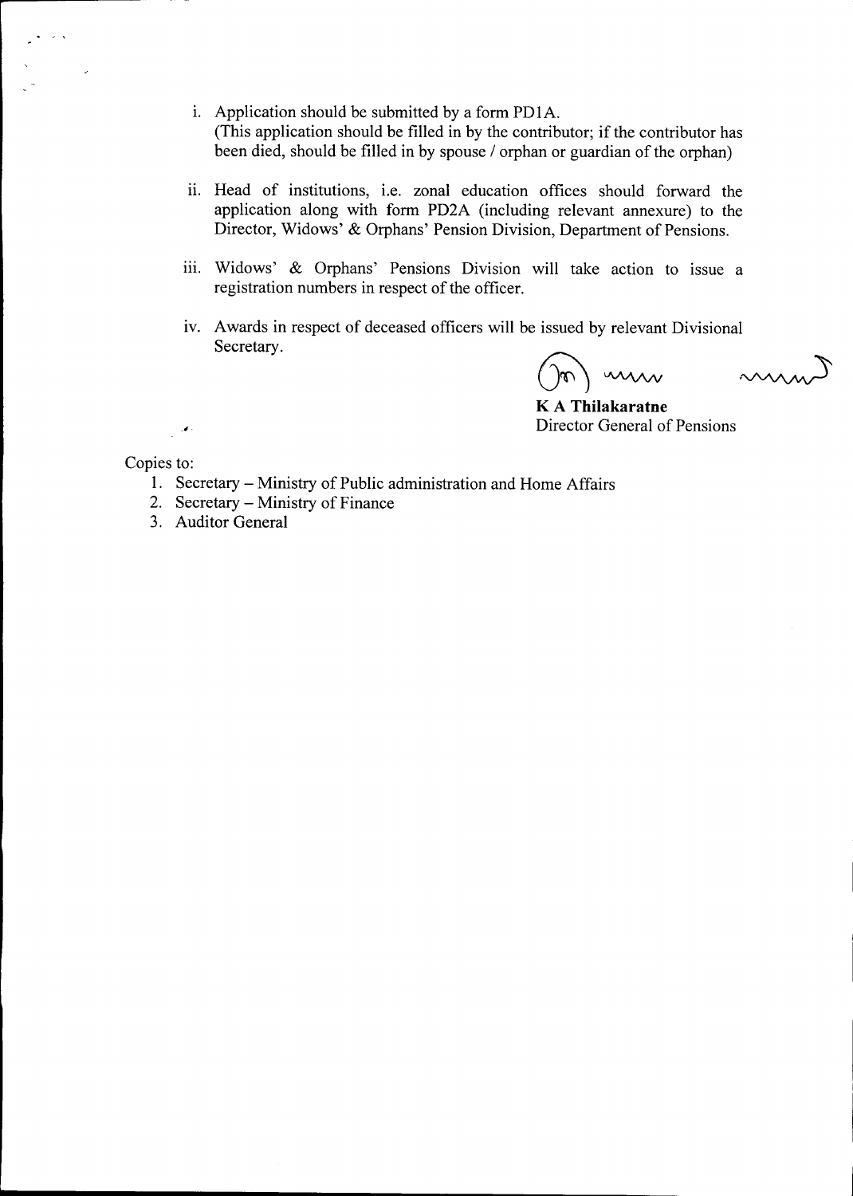i. Application should be submitted by a form PD1A.
(This application should be filled in by the contributor; if the contributor has been died, should be filled in by spouse / orphan or guardian of the orphan)

ii. Head of institutions, i.e. zonal education offices should forward the application along with form PD2A (including relevant annexure) to the Director, Widows' & Orphans' Pension Division, Department of Pensions.

iii. Widows' & Orphans' Pensions Division will take action to issue a registration numbers in respect of the officer.

iv. Awards in respect of deceased officers will be issued by relevant Divisional Secretary.

**K A Thilakaratne**
Director General of Pensions

Copies to:

1. Secretary – Ministry of Public administration and Home Affairs
2. Secretary – Ministry of Finance
3. Auditor General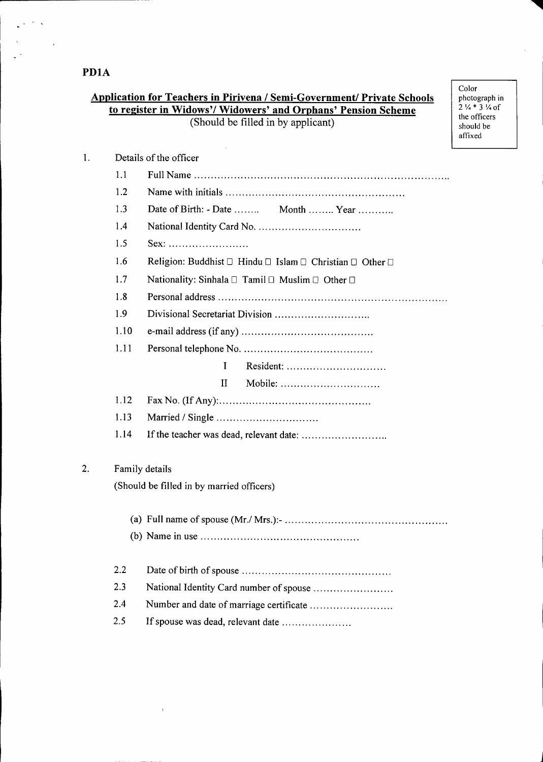PD1A

**Application for Teachers in Pirivena / Semi-Government/ Private Schools to register in Widows'/ Widowers' and Orphans' Pension Scheme**

(Should be filled in by applicant)

Color photograph in 2 ¼ * 3 ¼ of the officers should be affixed

1. Details of the officer

   1.1 Full Name ……………………………………………………………………..

   1.2 Name with initials ………………………………………………

   1.3 Date of Birth: - Date …….. Month …….. Year ………..

   1.4 National Identity Card No. ……………………………

   1.5 Sex: ……………………

   1.6 Religion: Buddhist ☐ Hindu ☐ Islam ☐ Christian ☐ Other ☐

   1.7 Nationality: Sinhala ☐ Tamil ☐ Muslim ☐ Other ☐

   1.8 Personal address ……………………………………………………………

   1.9 Divisional Secretariat Division ………………………..

   1.10 e-mail address (if any) …………………………………

   1.11 Personal telephone No. …………………………………

   I Resident: …………………………

   II Mobile: …………………………

   1.12 Fax No. (If Any):………………………………………

   1.13 Married / Single …………………………

   1.14 If the teacher was dead, relevant date: ……………………..

2. Family details

   (Should be filled in by married officers)

   (a) Full name of spouse (Mr./ Mrs.):- …………………………………………

   (b) Name in use …………………………………………

   2.2 Date of birth of spouse ………………………………………

   2.3 National Identity Card number of spouse ……………………

   2.4 Number and date of marriage certificate ……………………

   2.5 If spouse was dead, relevant date …………………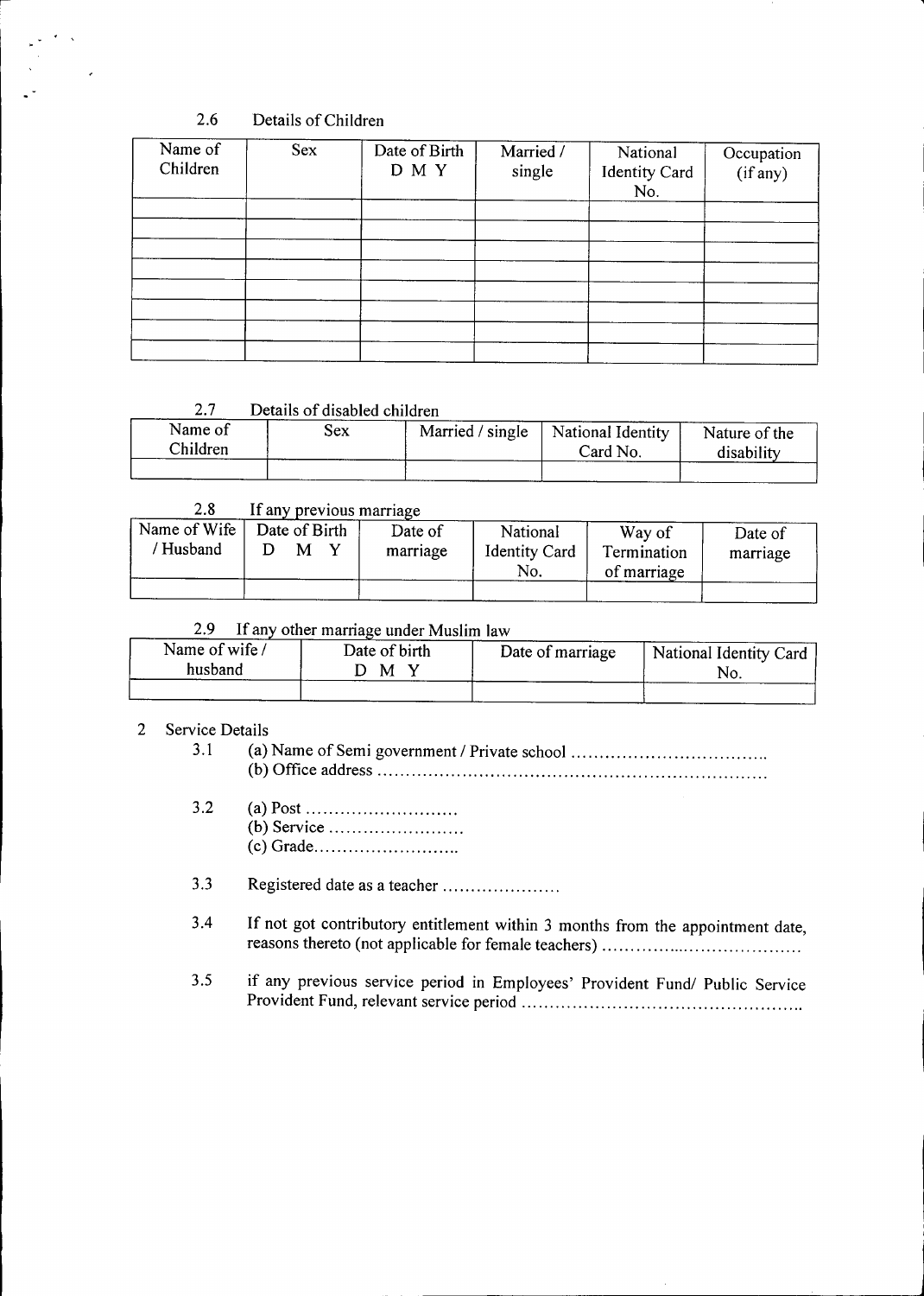2.6 Details of Children

| Name of Children | Sex | Date of Birth D M Y | Married / single | National Identity Card No. | Occupation (if any) |
|---|---|---|---|---|---|
| | | | | | |
| | | | | | |
| | | | | | |
| | | | | | |
| | | | | | |
| | | | | | |
| | | | | | |
| | | | | | |

2.7 Details of disabled children

| Name of Children | Sex | Married / single | National Identity Card No. | Nature of the disability |
|---|---|---|---|---|
| | | | | |

2.8 If any previous marriage

| Name of Wife / Husband | Date of Birth D M Y | Date of marriage | National Identity Card No. | Way of Termination of marriage | Date of marriage |
|---|---|---|---|---|---|
| | | | | | |

2.9 If any other marriage under Muslim law

| Name of wife / husband | Date of birth D M Y | Date of marriage | National Identity Card No. |
|---|---|---|---|
| | | | |

2 Service Details

3.1 (a) Name of Semi government / Private school ……………………………..
(b) Office address ……………………………………………………………

3.2 (a) Post ………………………
(b) Service ……………………
(c) Grade……………………..

3.3 Registered date as a teacher …………………

3.4 If not got contributory entitlement within 3 months from the appointment date, reasons thereto (not applicable for female teachers) …………..…………………

3.5 if any previous service period in Employees' Provident Fund/ Public Service Provident Fund, relevant service period …………………………………………..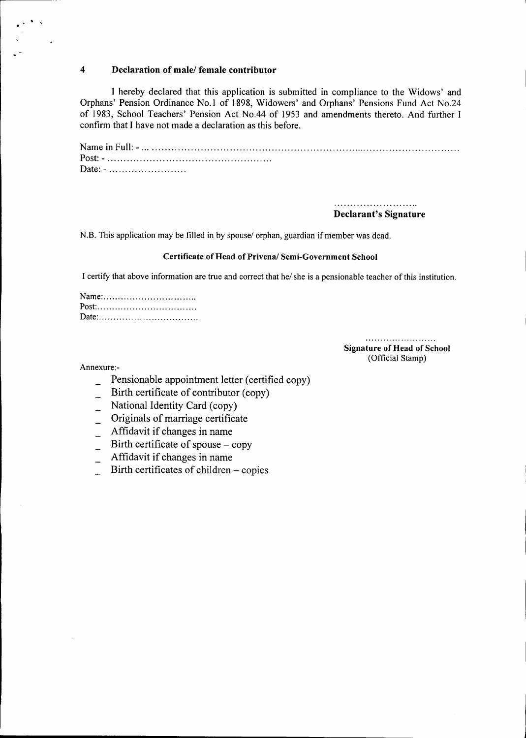## 4 Declaration of male/ female contributor

I hereby declared that this application is submitted in compliance to the Widows' and Orphans' Pension Ordinance No.1 of 1898, Widowers' and Orphans' Pensions Fund Act No.24 of 1983, School Teachers' Pension Act No.44 of 1953 and amendments thereto. And further I confirm that I have not made a declaration as this before.

Name in Full: - ... ...............................................................................................

Post: - ...................................................

Date: - ........................

..........................

**Declarant's Signature**

N.B. This application may be filled in by spouse/ orphan, guardian if member was dead.

**Certificate of Head of Privena/ Semi-Government School**

I certify that above information are true and correct that he/ she is a pensionable teacher of this institution.

Name:................................

Post:..................................

Date:..................................

........................

**Signature of Head of School**
(Official Stamp)

Annexure:-

- Pensionable appointment letter (certified copy)
- Birth certificate of contributor (copy)
- National Identity Card (copy)
- Originals of marriage certificate
- Affidavit if changes in name
- Birth certificate of spouse – copy
- Affidavit if changes in name
- Birth certificates of children – copies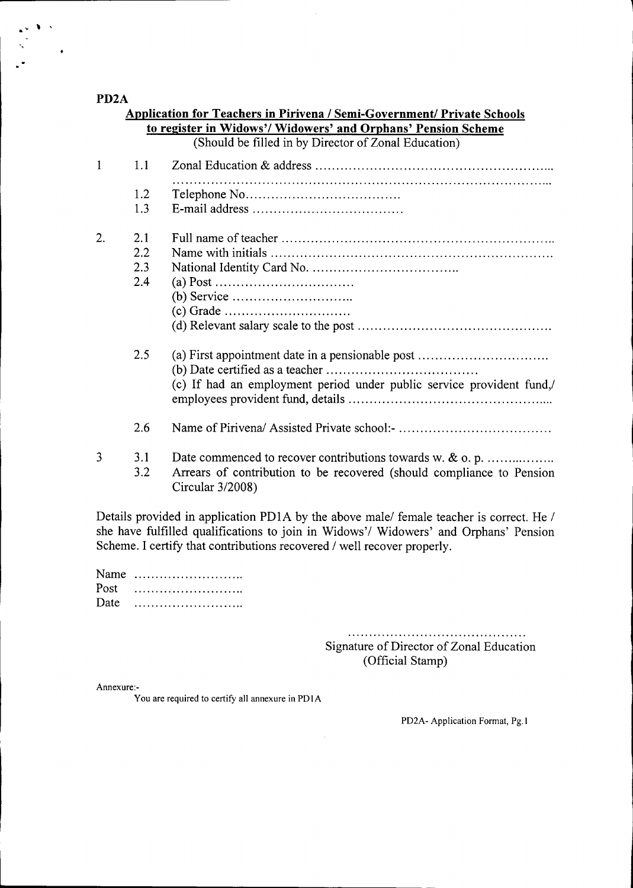PD2A

## Application for Teachers in Pirivena / Semi-Government/ Private Schools to register in Widows'/ Widowers' and Orphans' Pension Scheme

(Should be filled in by Director of Zonal Education)

1
- 1.1 Zonal Education & address ………………………………………………………
  ………………………………………………………………………………………
- 1.2 Telephone No………………………………
- 1.3 E-mail address ………………………………

2.
- 2.1 Full name of teacher ………………………………………………………
- 2.2 Name with initials …………………………………………………………
- 2.3 National Identity Card No. ……………………………
- 2.4 (a) Post ……………………………
  (b) Service ………………………
  (c) Grade …………………………
  (d) Relevant salary scale to the post ………………………………………
- 2.5 (a) First appointment date in a pensionable post …………………………
  (b) Date certified as a teacher ………………………………
  (c) If had an employment period under public service provident fund,/ employees provident fund, details ……………………………………….
- 2.6 Name of Pirivena/ Assisted Private school:- ………………………………

3
- 3.1 Date commenced to recover contributions towards w. & o. p. ……………
- 3.2 Arrears of contribution to be recovered (should compliance to Pension Circular 3/2008)

Details provided in application PD1A by the above male/ female teacher is correct. He / she have fulfilled qualifications to join in Widows'/ Widowers' and Orphans' Pension Scheme. I certify that contributions recovered / well recover properly.

Name ……………………..
Post ……………………..
Date ……………………..

……………………………………
Signature of Director of Zonal Education
(Official Stamp)

Annexure:-
You are required to certify all annexure in PD1A

PD2A- Application Format, Pg.1